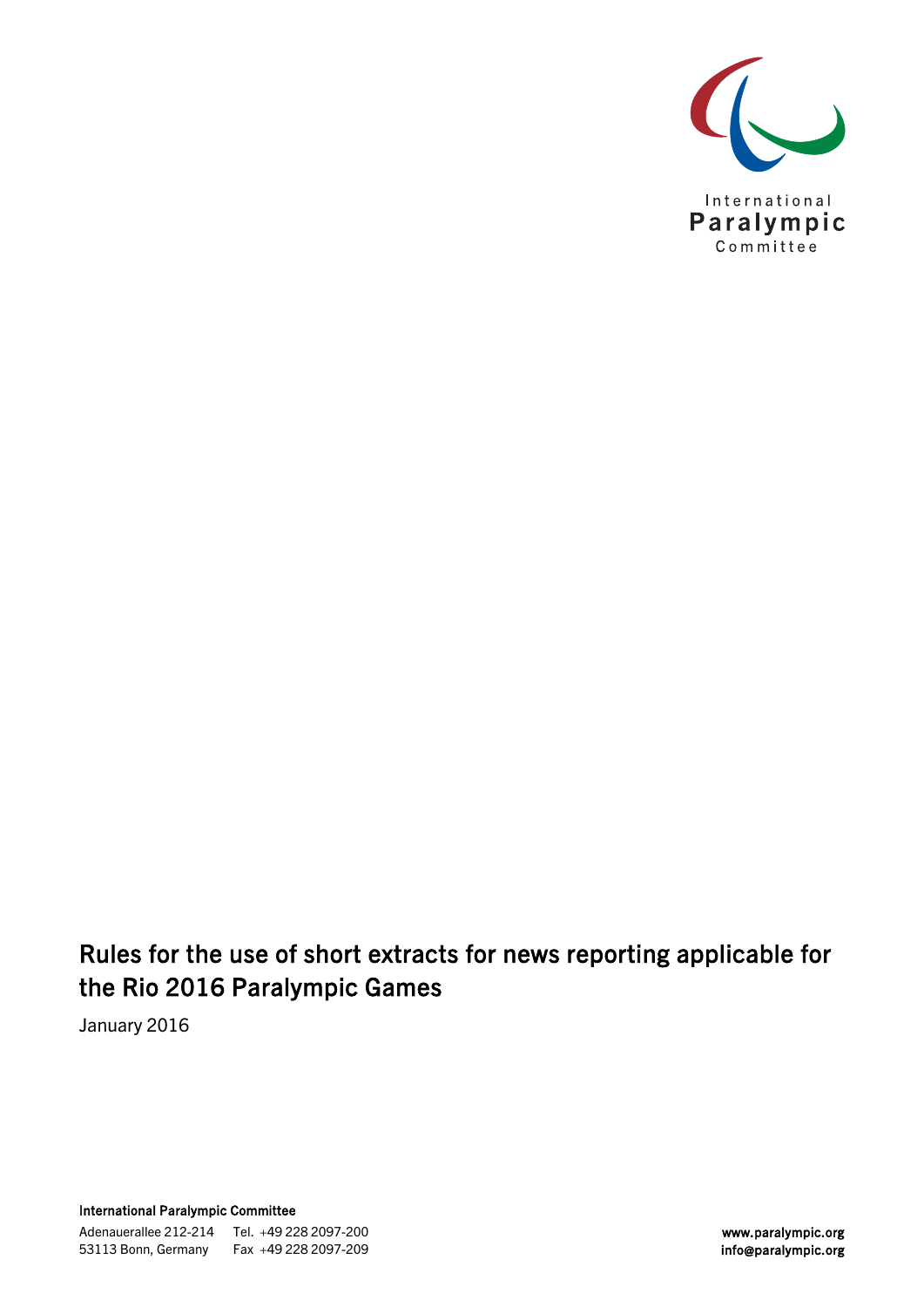International Paralympic Committee

# Rules for the use of short extracts for news reporting applicable for the Rio 2016 Paralympic Games

January 2016

**International Paralympic Committee**

Adenauerallee 212-214
53113 Bonn, Germany

Tel. +49 228 2097-200
Fax +49 228 2097-209

**www.paralympic.org**
**info@paralympic.org**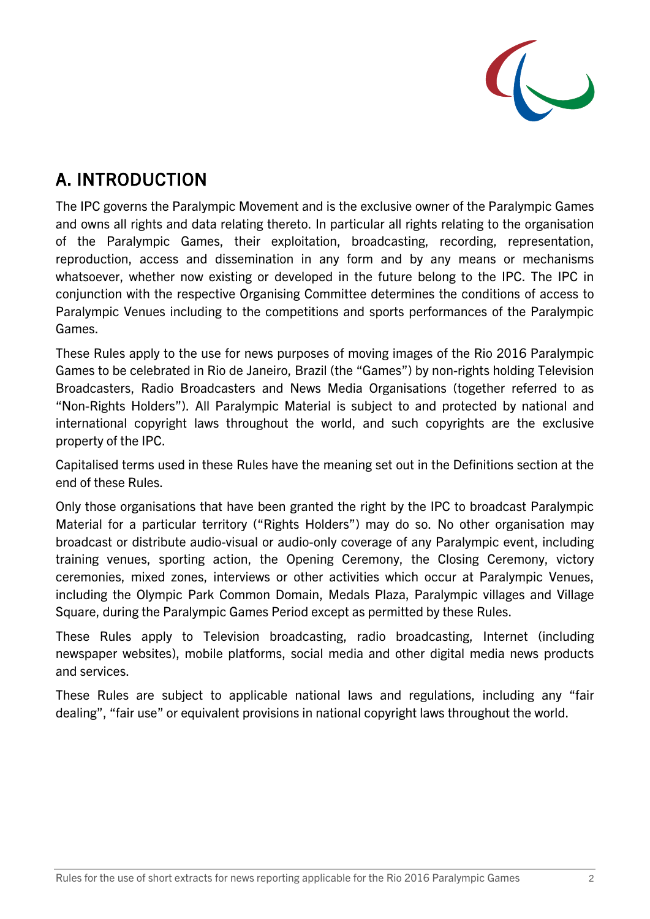# A. INTRODUCTION

The IPC governs the Paralympic Movement and is the exclusive owner of the Paralympic Games and owns all rights and data relating thereto. In particular all rights relating to the organisation of the Paralympic Games, their exploitation, broadcasting, recording, representation, reproduction, access and dissemination in any form and by any means or mechanisms whatsoever, whether now existing or developed in the future belong to the IPC. The IPC in conjunction with the respective Organising Committee determines the conditions of access to Paralympic Venues including to the competitions and sports performances of the Paralympic Games.

These Rules apply to the use for news purposes of moving images of the Rio 2016 Paralympic Games to be celebrated in Rio de Janeiro, Brazil (the "Games") by non-rights holding Television Broadcasters, Radio Broadcasters and News Media Organisations (together referred to as "Non-Rights Holders"). All Paralympic Material is subject to and protected by national and international copyright laws throughout the world, and such copyrights are the exclusive property of the IPC.

Capitalised terms used in these Rules have the meaning set out in the Definitions section at the end of these Rules.

Only those organisations that have been granted the right by the IPC to broadcast Paralympic Material for a particular territory ("Rights Holders") may do so. No other organisation may broadcast or distribute audio-visual or audio-only coverage of any Paralympic event, including training venues, sporting action, the Opening Ceremony, the Closing Ceremony, victory ceremonies, mixed zones, interviews or other activities which occur at Paralympic Venues, including the Olympic Park Common Domain, Medals Plaza, Paralympic villages and Village Square, during the Paralympic Games Period except as permitted by these Rules.

These Rules apply to Television broadcasting, radio broadcasting, Internet (including newspaper websites), mobile platforms, social media and other digital media news products and services.

These Rules are subject to applicable national laws and regulations, including any "fair dealing", "fair use" or equivalent provisions in national copyright laws throughout the world.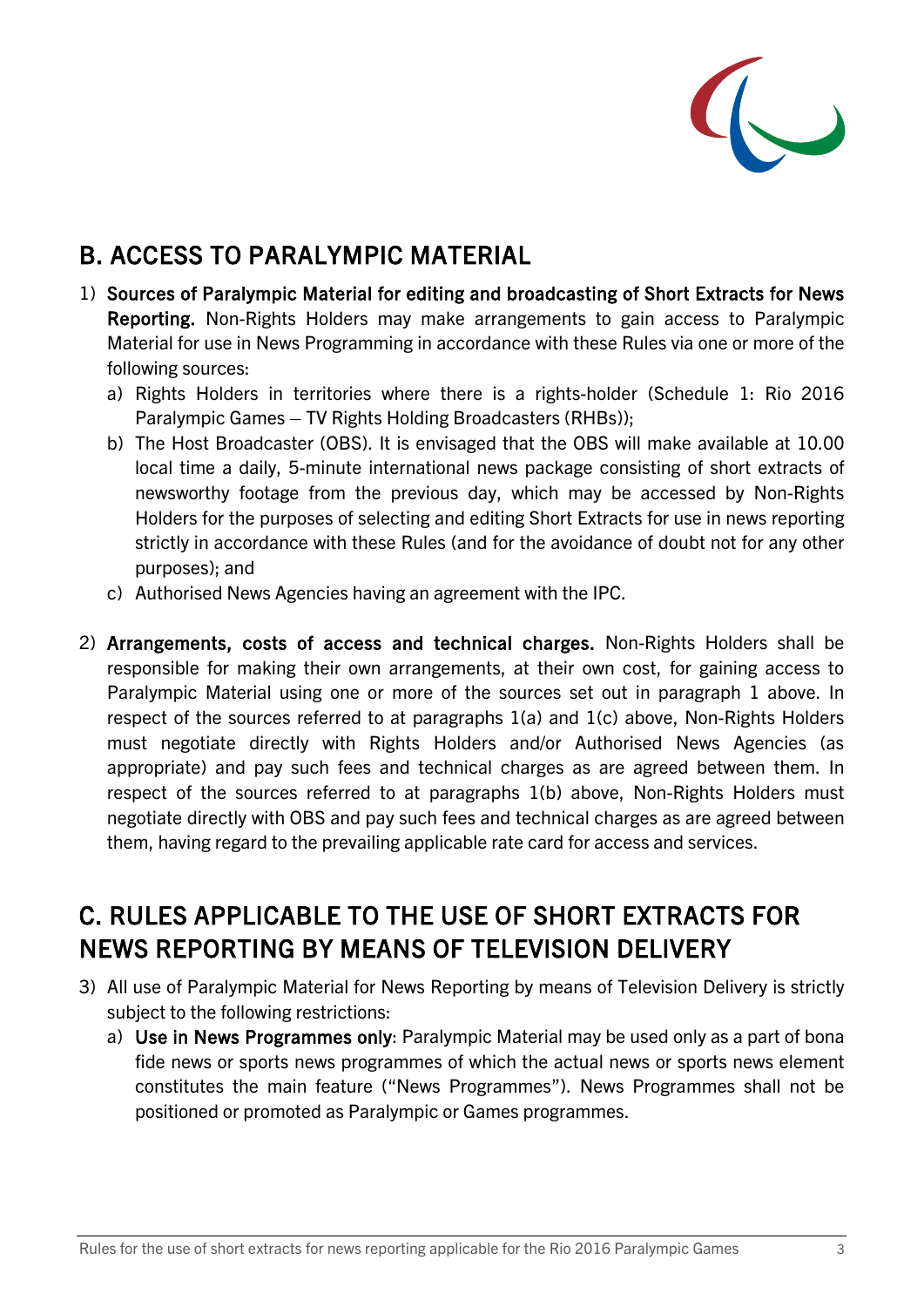## B. ACCESS TO PARALYMPIC MATERIAL

1) **Sources of Paralympic Material for editing and broadcasting of Short Extracts for News Reporting.** Non-Rights Holders may make arrangements to gain access to Paralympic Material for use in News Programming in accordance with these Rules via one or more of the following sources:
   a) Rights Holders in territories where there is a rights-holder (Schedule 1: Rio 2016 Paralympic Games – TV Rights Holding Broadcasters (RHBs));
   b) The Host Broadcaster (OBS). It is envisaged that the OBS will make available at 10.00 local time a daily, 5-minute international news package consisting of short extracts of newsworthy footage from the previous day, which may be accessed by Non-Rights Holders for the purposes of selecting and editing Short Extracts for use in news reporting strictly in accordance with these Rules (and for the avoidance of doubt not for any other purposes); and
   c) Authorised News Agencies having an agreement with the IPC.

2) **Arrangements, costs of access and technical charges.** Non-Rights Holders shall be responsible for making their own arrangements, at their own cost, for gaining access to Paralympic Material using one or more of the sources set out in paragraph 1 above. In respect of the sources referred to at paragraphs 1(a) and 1(c) above, Non-Rights Holders must negotiate directly with Rights Holders and/or Authorised News Agencies (as appropriate) and pay such fees and technical charges as are agreed between them. In respect of the sources referred to at paragraphs 1(b) above, Non-Rights Holders must negotiate directly with OBS and pay such fees and technical charges as are agreed between them, having regard to the prevailing applicable rate card for access and services.

## C. RULES APPLICABLE TO THE USE OF SHORT EXTRACTS FOR NEWS REPORTING BY MEANS OF TELEVISION DELIVERY

3) All use of Paralympic Material for News Reporting by means of Television Delivery is strictly subject to the following restrictions:
   a) **Use in News Programmes only**: Paralympic Material may be used only as a part of bona fide news or sports news programmes of which the actual news or sports news element constitutes the main feature ("News Programmes"). News Programmes shall not be positioned or promoted as Paralympic or Games programmes.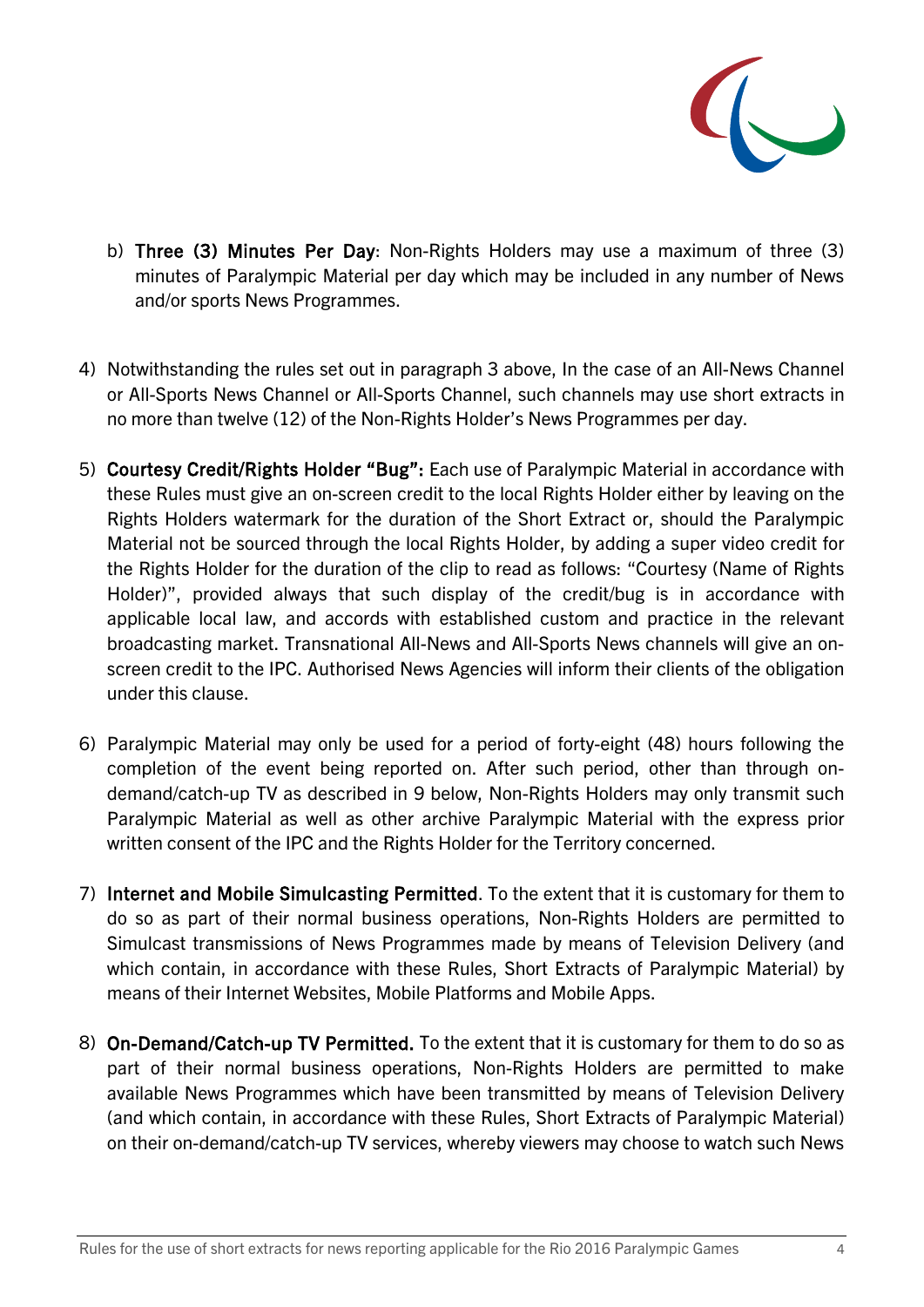b) **Three (3) Minutes Per Day**: Non-Rights Holders may use a maximum of three (3) minutes of Paralympic Material per day which may be included in any number of News and/or sports News Programmes.

4) Notwithstanding the rules set out in paragraph 3 above, In the case of an All-News Channel or All-Sports News Channel or All-Sports Channel, such channels may use short extracts in no more than twelve (12) of the Non-Rights Holder's News Programmes per day.

5) **Courtesy Credit/Rights Holder "Bug":** Each use of Paralympic Material in accordance with these Rules must give an on-screen credit to the local Rights Holder either by leaving on the Rights Holders watermark for the duration of the Short Extract or, should the Paralympic Material not be sourced through the local Rights Holder, by adding a super video credit for the Rights Holder for the duration of the clip to read as follows: "Courtesy (Name of Rights Holder)", provided always that such display of the credit/bug is in accordance with applicable local law, and accords with established custom and practice in the relevant broadcasting market. Transnational All-News and All-Sports News channels will give an on-screen credit to the IPC. Authorised News Agencies will inform their clients of the obligation under this clause.

6) Paralympic Material may only be used for a period of forty-eight (48) hours following the completion of the event being reported on. After such period, other than through on-demand/catch-up TV as described in 9 below, Non-Rights Holders may only transmit such Paralympic Material as well as other archive Paralympic Material with the express prior written consent of the IPC and the Rights Holder for the Territory concerned.

7) **Internet and Mobile Simulcasting Permitted**. To the extent that it is customary for them to do so as part of their normal business operations, Non-Rights Holders are permitted to Simulcast transmissions of News Programmes made by means of Television Delivery (and which contain, in accordance with these Rules, Short Extracts of Paralympic Material) by means of their Internet Websites, Mobile Platforms and Mobile Apps.

8) **On-Demand/Catch-up TV Permitted.** To the extent that it is customary for them to do so as part of their normal business operations, Non-Rights Holders are permitted to make available News Programmes which have been transmitted by means of Television Delivery (and which contain, in accordance with these Rules, Short Extracts of Paralympic Material) on their on-demand/catch-up TV services, whereby viewers may choose to watch such News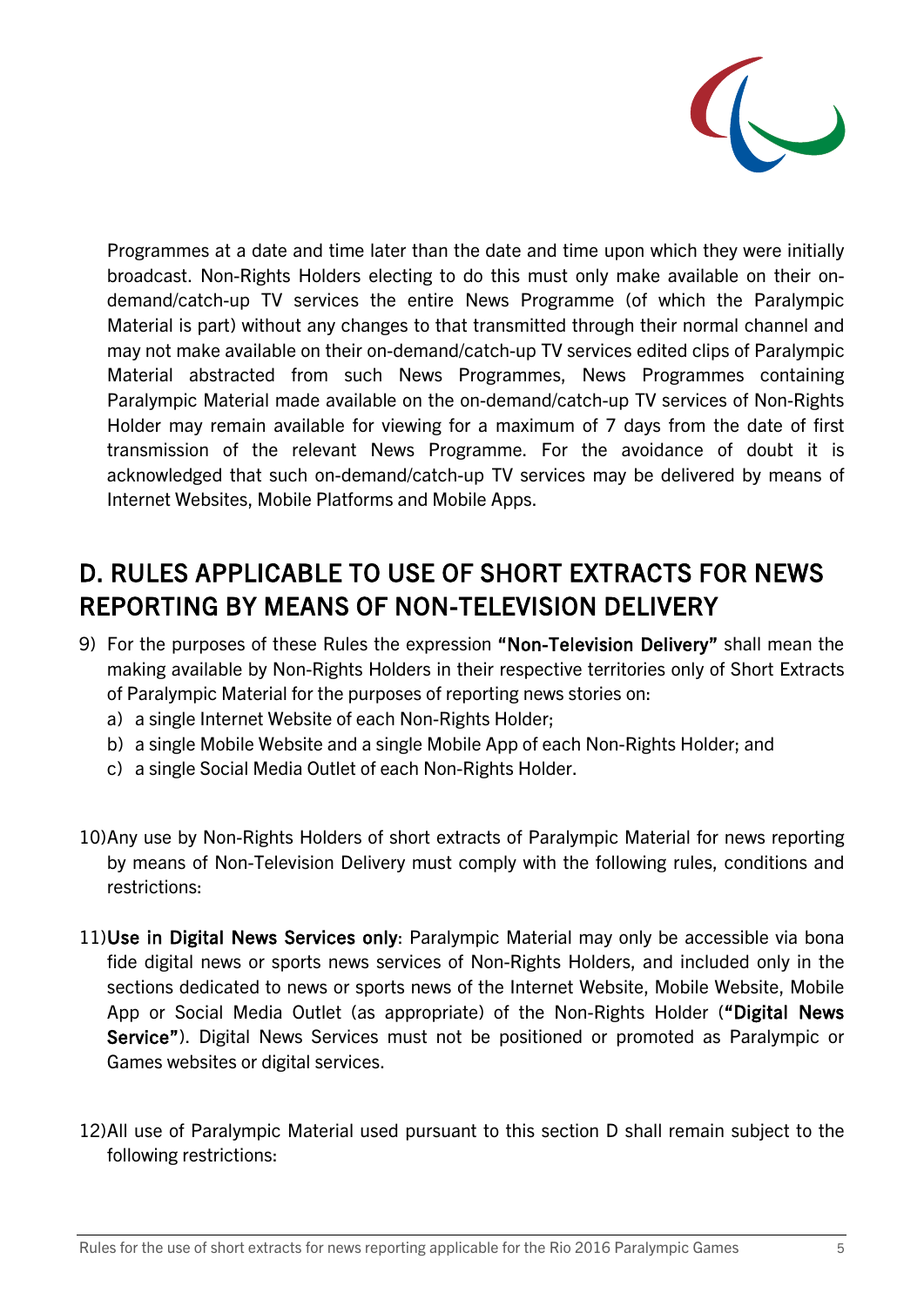Programmes at a date and time later than the date and time upon which they were initially broadcast. Non-Rights Holders electing to do this must only make available on their on-demand/catch-up TV services the entire News Programme (of which the Paralympic Material is part) without any changes to that transmitted through their normal channel and may not make available on their on-demand/catch-up TV services edited clips of Paralympic Material abstracted from such News Programmes, News Programmes containing Paralympic Material made available on the on-demand/catch-up TV services of Non-Rights Holder may remain available for viewing for a maximum of 7 days from the date of first transmission of the relevant News Programme. For the avoidance of doubt it is acknowledged that such on-demand/catch-up TV services may be delivered by means of Internet Websites, Mobile Platforms and Mobile Apps.

## D. RULES APPLICABLE TO USE OF SHORT EXTRACTS FOR NEWS REPORTING BY MEANS OF NON-TELEVISION DELIVERY

9) For the purposes of these Rules the expression **"Non-Television Delivery"** shall mean the making available by Non-Rights Holders in their respective territories only of Short Extracts of Paralympic Material for the purposes of reporting news stories on:
   a) a single Internet Website of each Non-Rights Holder;
   b) a single Mobile Website and a single Mobile App of each Non-Rights Holder; and
   c) a single Social Media Outlet of each Non-Rights Holder.

10) Any use by Non-Rights Holders of short extracts of Paralympic Material for news reporting by means of Non-Television Delivery must comply with the following rules, conditions and restrictions:

11) **Use in Digital News Services only**: Paralympic Material may only be accessible via bona fide digital news or sports news services of Non-Rights Holders, and included only in the sections dedicated to news or sports news of the Internet Website, Mobile Website, Mobile App or Social Media Outlet (as appropriate) of the Non-Rights Holder (**"Digital News Service"**). Digital News Services must not be positioned or promoted as Paralympic or Games websites or digital services.

12) All use of Paralympic Material used pursuant to this section D shall remain subject to the following restrictions: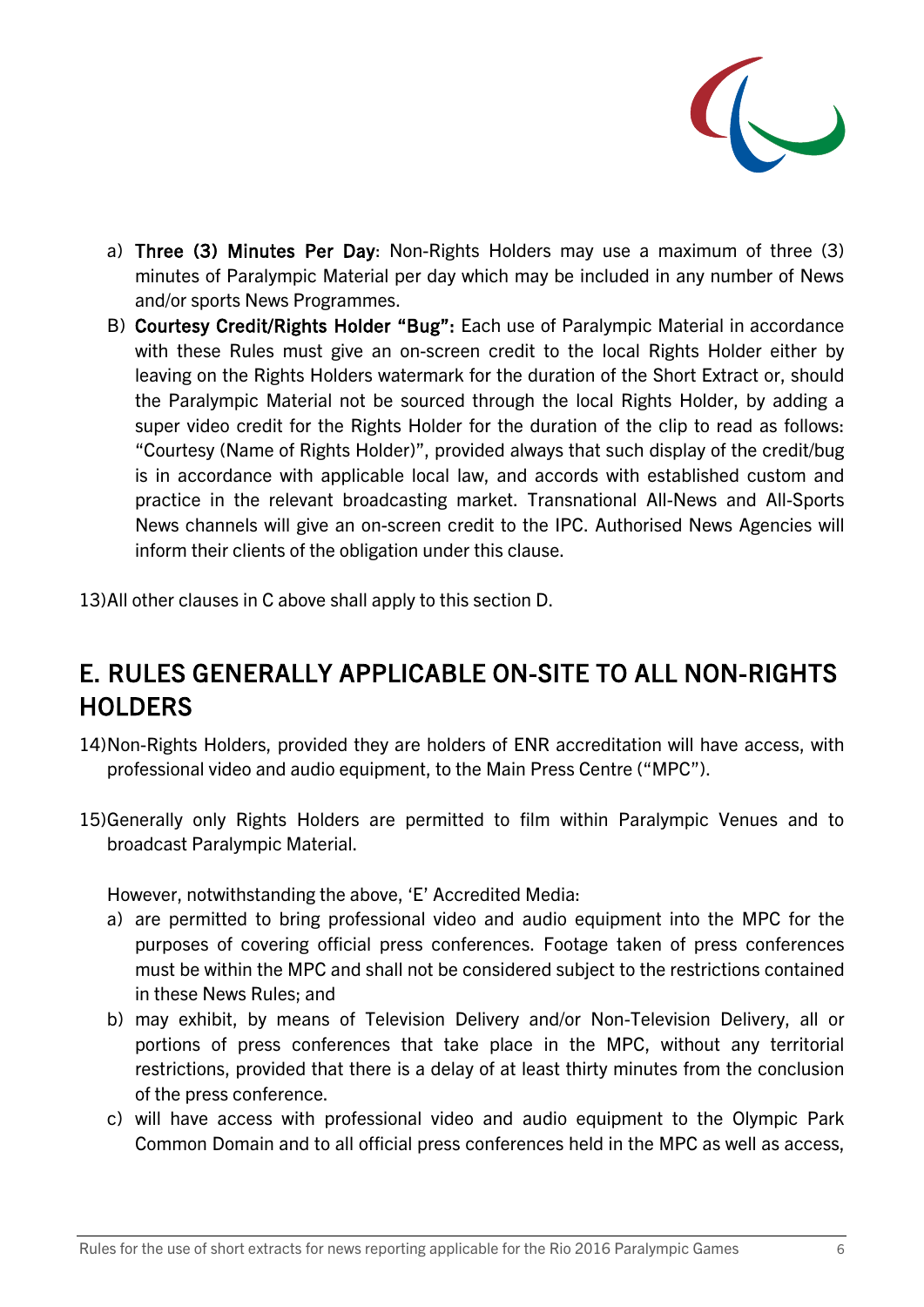a) **Three (3) Minutes Per Day**: Non-Rights Holders may use a maximum of three (3) minutes of Paralympic Material per day which may be included in any number of News and/or sports News Programmes.

B) **Courtesy Credit/Rights Holder "Bug":** Each use of Paralympic Material in accordance with these Rules must give an on-screen credit to the local Rights Holder either by leaving on the Rights Holders watermark for the duration of the Short Extract or, should the Paralympic Material not be sourced through the local Rights Holder, by adding a super video credit for the Rights Holder for the duration of the clip to read as follows: "Courtesy (Name of Rights Holder)", provided always that such display of the credit/bug is in accordance with applicable local law, and accords with established custom and practice in the relevant broadcasting market. Transnational All-News and All-Sports News channels will give an on-screen credit to the IPC. Authorised News Agencies will inform their clients of the obligation under this clause.

13) All other clauses in C above shall apply to this section D.

## E. RULES GENERALLY APPLICABLE ON-SITE TO ALL NON-RIGHTS HOLDERS

14) Non-Rights Holders, provided they are holders of ENR accreditation will have access, with professional video and audio equipment, to the Main Press Centre ("MPC").

15) Generally only Rights Holders are permitted to film within Paralympic Venues and to broadcast Paralympic Material.

However, notwithstanding the above, 'E' Accredited Media:

a) are permitted to bring professional video and audio equipment into the MPC for the purposes of covering official press conferences. Footage taken of press conferences must be within the MPC and shall not be considered subject to the restrictions contained in these News Rules; and

b) may exhibit, by means of Television Delivery and/or Non-Television Delivery, all or portions of press conferences that take place in the MPC, without any territorial restrictions, provided that there is a delay of at least thirty minutes from the conclusion of the press conference.

c) will have access with professional video and audio equipment to the Olympic Park Common Domain and to all official press conferences held in the MPC as well as access,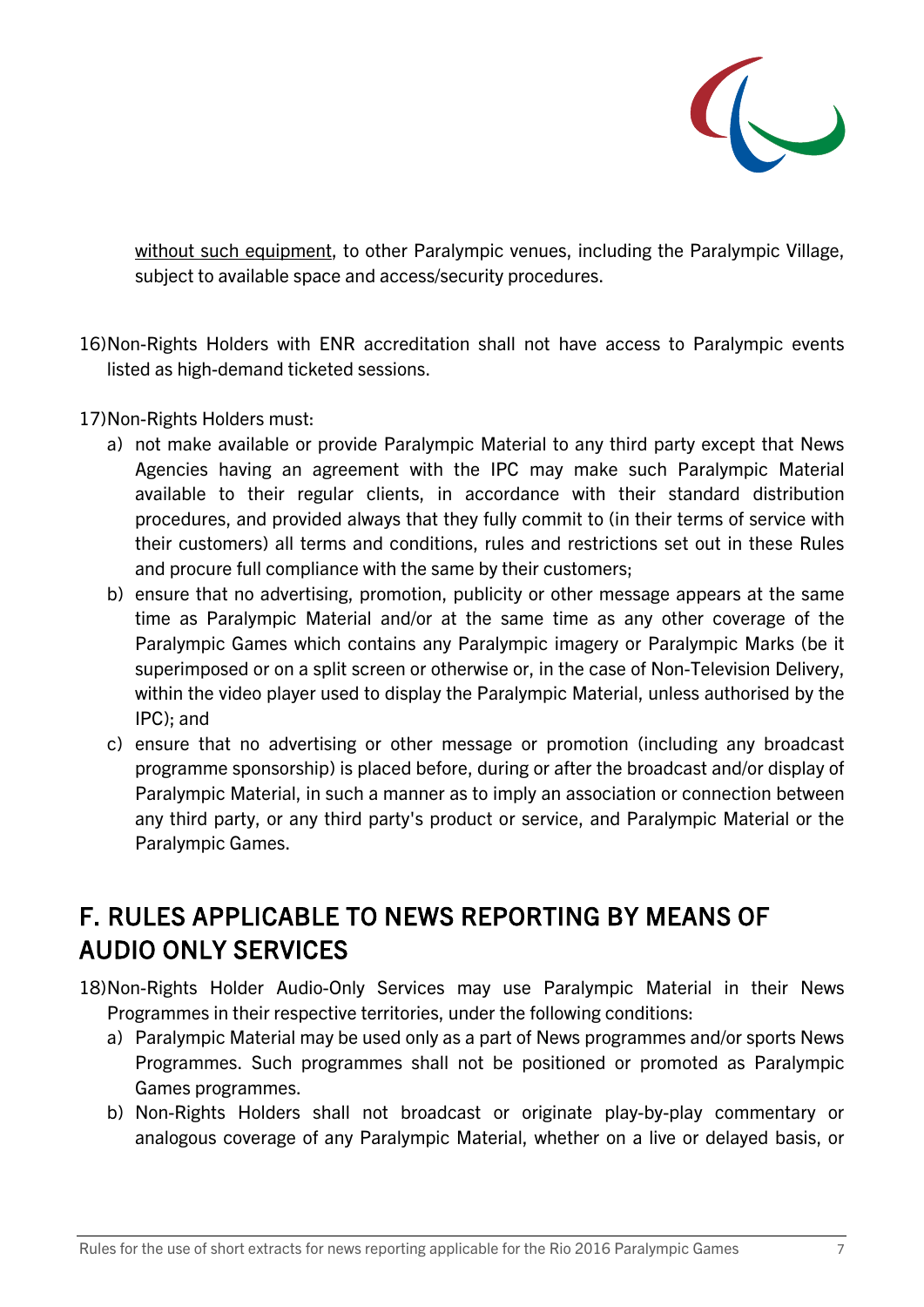<u>without such equipment</u>, to other Paralympic venues, including the Paralympic Village, subject to available space and access/security procedures.

16) Non-Rights Holders with ENR accreditation shall not have access to Paralympic events listed as high-demand ticketed sessions.

17) Non-Rights Holders must:
   a) not make available or provide Paralympic Material to any third party except that News Agencies having an agreement with the IPC may make such Paralympic Material available to their regular clients, in accordance with their standard distribution procedures, and provided always that they fully commit to (in their terms of service with their customers) all terms and conditions, rules and restrictions set out in these Rules and procure full compliance with the same by their customers;
   b) ensure that no advertising, promotion, publicity or other message appears at the same time as Paralympic Material and/or at the same time as any other coverage of the Paralympic Games which contains any Paralympic imagery or Paralympic Marks (be it superimposed or on a split screen or otherwise or, in the case of Non-Television Delivery, within the video player used to display the Paralympic Material, unless authorised by the IPC); and
   c) ensure that no advertising or other message or promotion (including any broadcast programme sponsorship) is placed before, during or after the broadcast and/or display of Paralympic Material, in such a manner as to imply an association or connection between any third party, or any third party's product or service, and Paralympic Material or the Paralympic Games.

## F. RULES APPLICABLE TO NEWS REPORTING BY MEANS OF AUDIO ONLY SERVICES

18) Non-Rights Holder Audio-Only Services may use Paralympic Material in their News Programmes in their respective territories, under the following conditions:
   a) Paralympic Material may be used only as a part of News programmes and/or sports News Programmes. Such programmes shall not be positioned or promoted as Paralympic Games programmes.
   b) Non-Rights Holders shall not broadcast or originate play-by-play commentary or analogous coverage of any Paralympic Material, whether on a live or delayed basis, or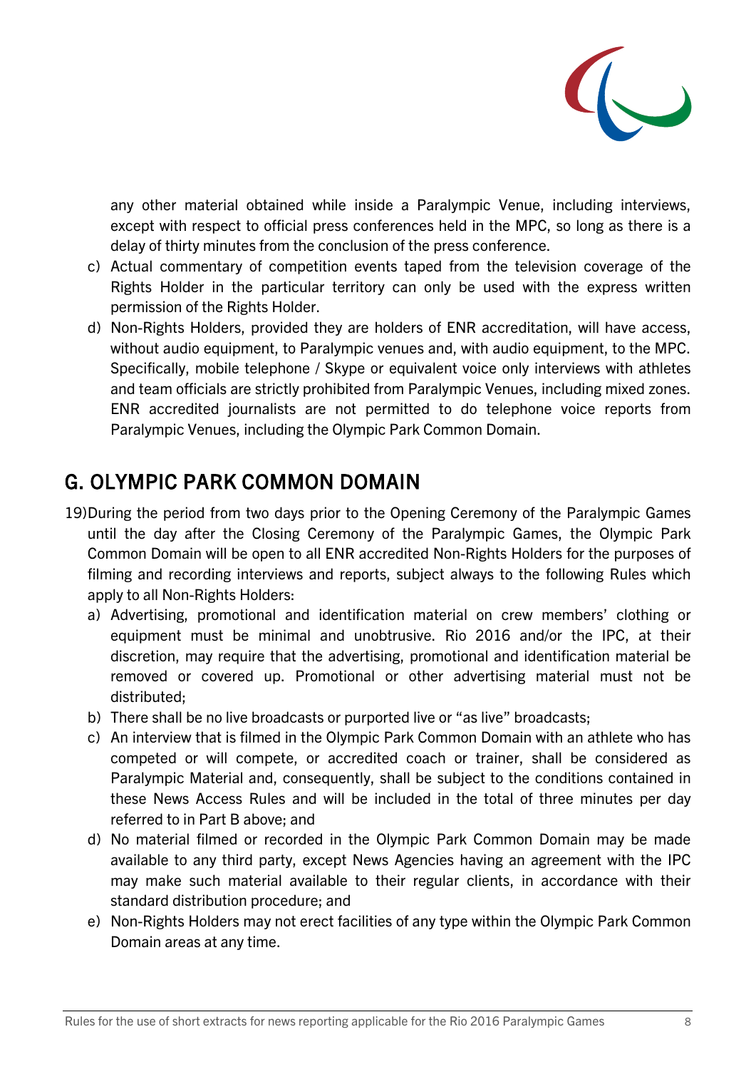any other material obtained while inside a Paralympic Venue, including interviews, except with respect to official press conferences held in the MPC, so long as there is a delay of thirty minutes from the conclusion of the press conference.

c) Actual commentary of competition events taped from the television coverage of the Rights Holder in the particular territory can only be used with the express written permission of the Rights Holder.

d) Non-Rights Holders, provided they are holders of ENR accreditation, will have access, without audio equipment, to Paralympic venues and, with audio equipment, to the MPC. Specifically, mobile telephone / Skype or equivalent voice only interviews with athletes and team officials are strictly prohibited from Paralympic Venues, including mixed zones. ENR accredited journalists are not permitted to do telephone voice reports from Paralympic Venues, including the Olympic Park Common Domain.

## G. OLYMPIC PARK COMMON DOMAIN

19) During the period from two days prior to the Opening Ceremony of the Paralympic Games until the day after the Closing Ceremony of the Paralympic Games, the Olympic Park Common Domain will be open to all ENR accredited Non-Rights Holders for the purposes of filming and recording interviews and reports, subject always to the following Rules which apply to all Non-Rights Holders:

a) Advertising, promotional and identification material on crew members' clothing or equipment must be minimal and unobtrusive. Rio 2016 and/or the IPC, at their discretion, may require that the advertising, promotional and identification material be removed or covered up. Promotional or other advertising material must not be distributed;

b) There shall be no live broadcasts or purported live or "as live" broadcasts;

c) An interview that is filmed in the Olympic Park Common Domain with an athlete who has competed or will compete, or accredited coach or trainer, shall be considered as Paralympic Material and, consequently, shall be subject to the conditions contained in these News Access Rules and will be included in the total of three minutes per day referred to in Part B above; and

d) No material filmed or recorded in the Olympic Park Common Domain may be made available to any third party, except News Agencies having an agreement with the IPC may make such material available to their regular clients, in accordance with their standard distribution procedure; and

e) Non-Rights Holders may not erect facilities of any type within the Olympic Park Common Domain areas at any time.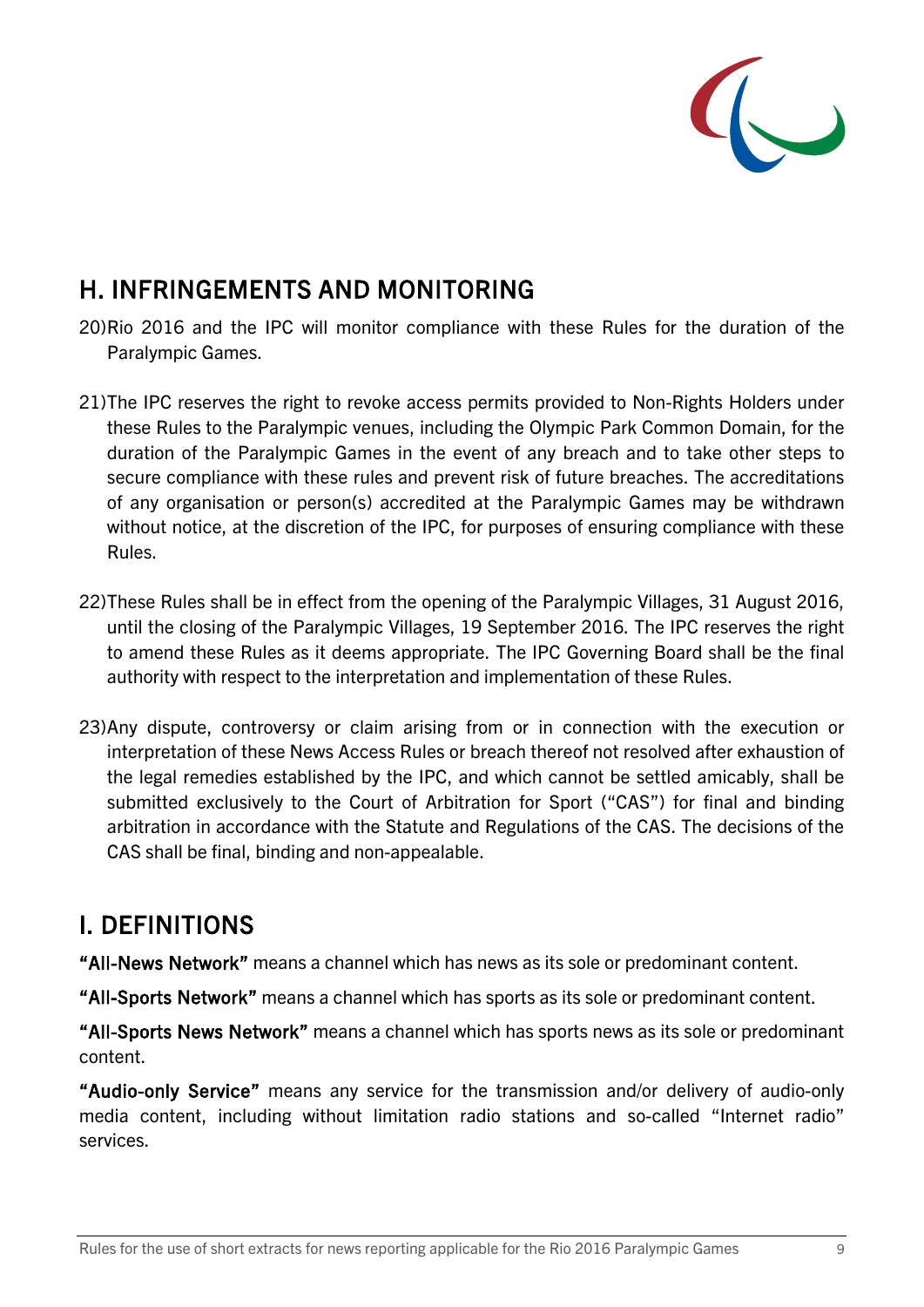## H. INFRINGEMENTS AND MONITORING

20) Rio 2016 and the IPC will monitor compliance with these Rules for the duration of the Paralympic Games.

21) The IPC reserves the right to revoke access permits provided to Non-Rights Holders under these Rules to the Paralympic venues, including the Olympic Park Common Domain, for the duration of the Paralympic Games in the event of any breach and to take other steps to secure compliance with these rules and prevent risk of future breaches. The accreditations of any organisation or person(s) accredited at the Paralympic Games may be withdrawn without notice, at the discretion of the IPC, for purposes of ensuring compliance with these Rules.

22) These Rules shall be in effect from the opening of the Paralympic Villages, 31 August 2016, until the closing of the Paralympic Villages, 19 September 2016. The IPC reserves the right to amend these Rules as it deems appropriate. The IPC Governing Board shall be the final authority with respect to the interpretation and implementation of these Rules.

23) Any dispute, controversy or claim arising from or in connection with the execution or interpretation of these News Access Rules or breach thereof not resolved after exhaustion of the legal remedies established by the IPC, and which cannot be settled amicably, shall be submitted exclusively to the Court of Arbitration for Sport ("CAS") for final and binding arbitration in accordance with the Statute and Regulations of the CAS. The decisions of the CAS shall be final, binding and non-appealable.

## I. DEFINITIONS

**"All-News Network"** means a channel which has news as its sole or predominant content.

**"All-Sports Network"** means a channel which has sports as its sole or predominant content.

**"All-Sports News Network"** means a channel which has sports news as its sole or predominant content.

**"Audio-only Service"** means any service for the transmission and/or delivery of audio-only media content, including without limitation radio stations and so-called "Internet radio" services.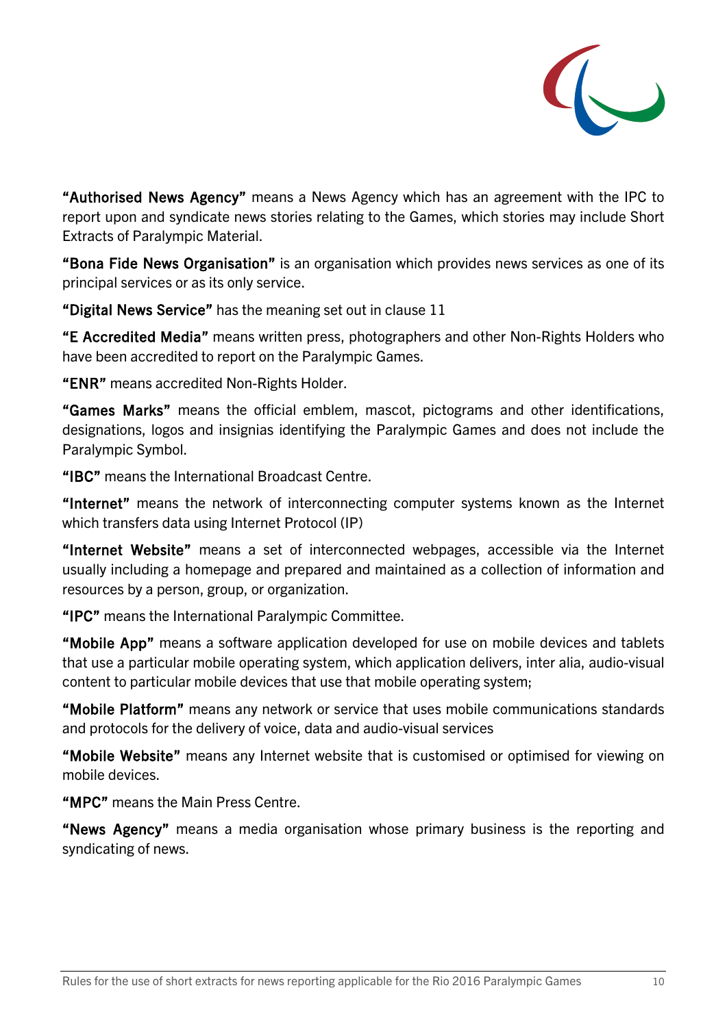**"Authorised News Agency"** means a News Agency which has an agreement with the IPC to report upon and syndicate news stories relating to the Games, which stories may include Short Extracts of Paralympic Material.

**"Bona Fide News Organisation"** is an organisation which provides news services as one of its principal services or as its only service.

**"Digital News Service"** has the meaning set out in clause 11

**"E Accredited Media"** means written press, photographers and other Non-Rights Holders who have been accredited to report on the Paralympic Games.

**"ENR"** means accredited Non-Rights Holder.

**"Games Marks"** means the official emblem, mascot, pictograms and other identifications, designations, logos and insignias identifying the Paralympic Games and does not include the Paralympic Symbol.

**"IBC"** means the International Broadcast Centre.

**"Internet"** means the network of interconnecting computer systems known as the Internet which transfers data using Internet Protocol (IP)

**"Internet Website"** means a set of interconnected webpages, accessible via the Internet usually including a homepage and prepared and maintained as a collection of information and resources by a person, group, or organization.

**"IPC"** means the International Paralympic Committee.

**"Mobile App"** means a software application developed for use on mobile devices and tablets that use a particular mobile operating system, which application delivers, inter alia, audio-visual content to particular mobile devices that use that mobile operating system;

**"Mobile Platform"** means any network or service that uses mobile communications standards and protocols for the delivery of voice, data and audio-visual services

**"Mobile Website"** means any Internet website that is customised or optimised for viewing on mobile devices.

**"MPC"** means the Main Press Centre.

**"News Agency"** means a media organisation whose primary business is the reporting and syndicating of news.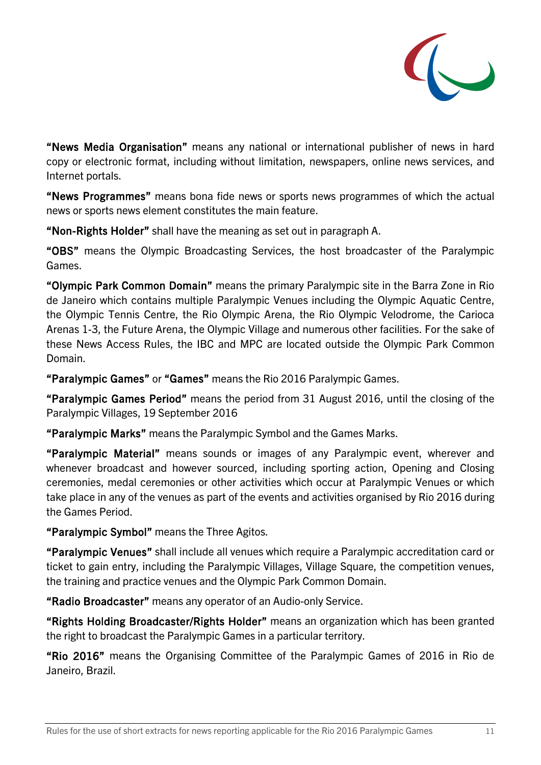**"News Media Organisation"** means any national or international publisher of news in hard copy or electronic format, including without limitation, newspapers, online news services, and Internet portals.

**"News Programmes"** means bona fide news or sports news programmes of which the actual news or sports news element constitutes the main feature.

**"Non-Rights Holder"** shall have the meaning as set out in paragraph A.

**"OBS"** means the Olympic Broadcasting Services, the host broadcaster of the Paralympic Games.

**"Olympic Park Common Domain"** means the primary Paralympic site in the Barra Zone in Rio de Janeiro which contains multiple Paralympic Venues including the Olympic Aquatic Centre, the Olympic Tennis Centre, the Rio Olympic Arena, the Rio Olympic Velodrome, the Carioca Arenas 1-3, the Future Arena, the Olympic Village and numerous other facilities. For the sake of these News Access Rules, the IBC and MPC are located outside the Olympic Park Common Domain.

**"Paralympic Games"** or **"Games"** means the Rio 2016 Paralympic Games.

**"Paralympic Games Period"** means the period from 31 August 2016, until the closing of the Paralympic Villages, 19 September 2016

**"Paralympic Marks"** means the Paralympic Symbol and the Games Marks.

**"Paralympic Material"** means sounds or images of any Paralympic event, wherever and whenever broadcast and however sourced, including sporting action, Opening and Closing ceremonies, medal ceremonies or other activities which occur at Paralympic Venues or which take place in any of the venues as part of the events and activities organised by Rio 2016 during the Games Period.

**"Paralympic Symbol"** means the Three Agitos.

**"Paralympic Venues"** shall include all venues which require a Paralympic accreditation card or ticket to gain entry, including the Paralympic Villages, Village Square, the competition venues, the training and practice venues and the Olympic Park Common Domain.

**"Radio Broadcaster"** means any operator of an Audio-only Service.

**"Rights Holding Broadcaster/Rights Holder"** means an organization which has been granted the right to broadcast the Paralympic Games in a particular territory.

**"Rio 2016"** means the Organising Committee of the Paralympic Games of 2016 in Rio de Janeiro, Brazil.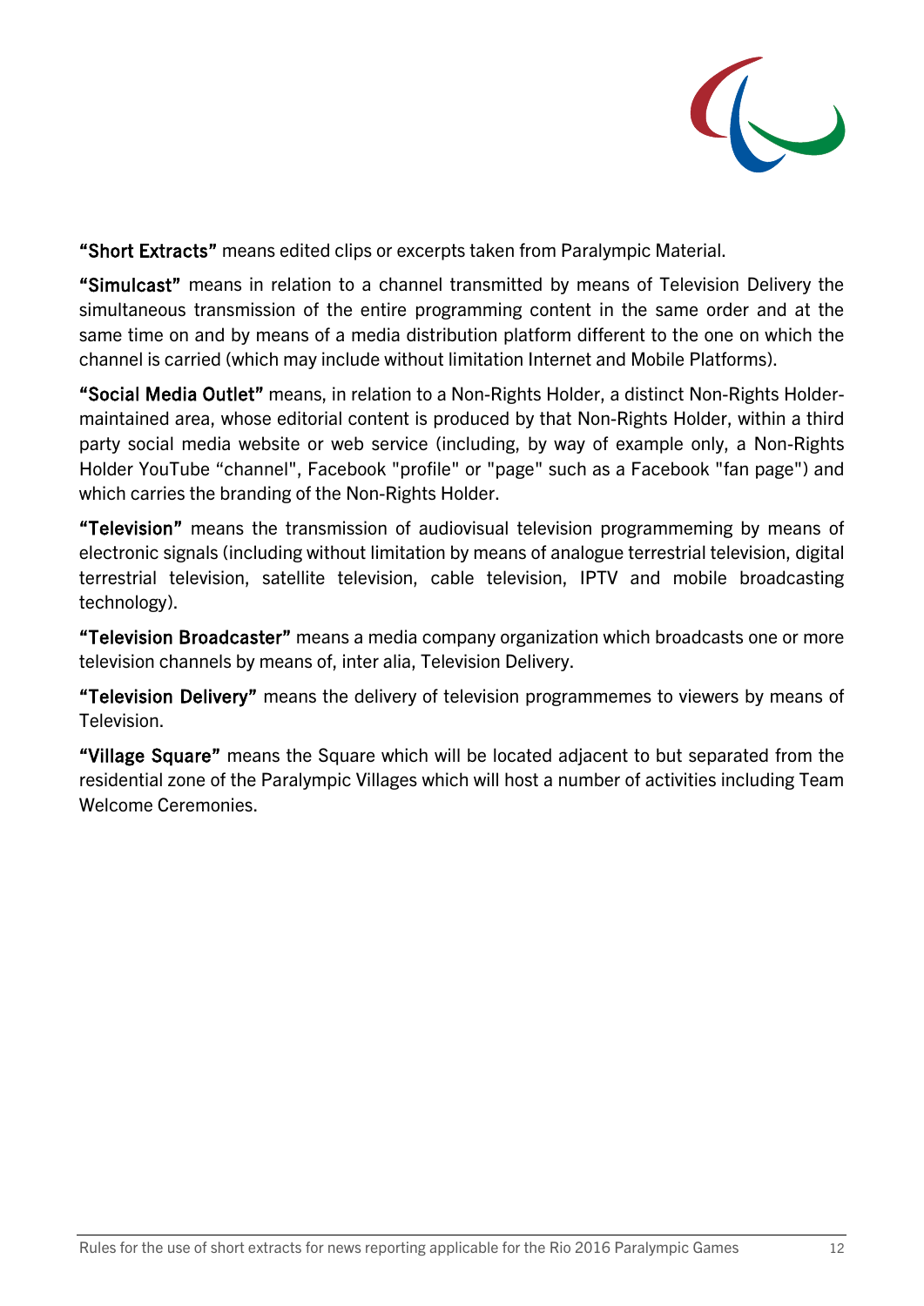**"Short Extracts"** means edited clips or excerpts taken from Paralympic Material.

**"Simulcast"** means in relation to a channel transmitted by means of Television Delivery the simultaneous transmission of the entire programming content in the same order and at the same time on and by means of a media distribution platform different to the one on which the channel is carried (which may include without limitation Internet and Mobile Platforms).

**"Social Media Outlet"** means, in relation to a Non-Rights Holder, a distinct Non-Rights Holder-maintained area, whose editorial content is produced by that Non-Rights Holder, within a third party social media website or web service (including, by way of example only, a Non-Rights Holder YouTube "channel", Facebook "profile" or "page" such as a Facebook "fan page") and which carries the branding of the Non-Rights Holder.

**"Television"** means the transmission of audiovisual television programmeming by means of electronic signals (including without limitation by means of analogue terrestrial television, digital terrestrial television, satellite television, cable television, IPTV and mobile broadcasting technology).

**"Television Broadcaster"** means a media company organization which broadcasts one or more television channels by means of, inter alia, Television Delivery.

**"Television Delivery"** means the delivery of television programmemes to viewers by means of Television.

**"Village Square"** means the Square which will be located adjacent to but separated from the residential zone of the Paralympic Villages which will host a number of activities including Team Welcome Ceremonies.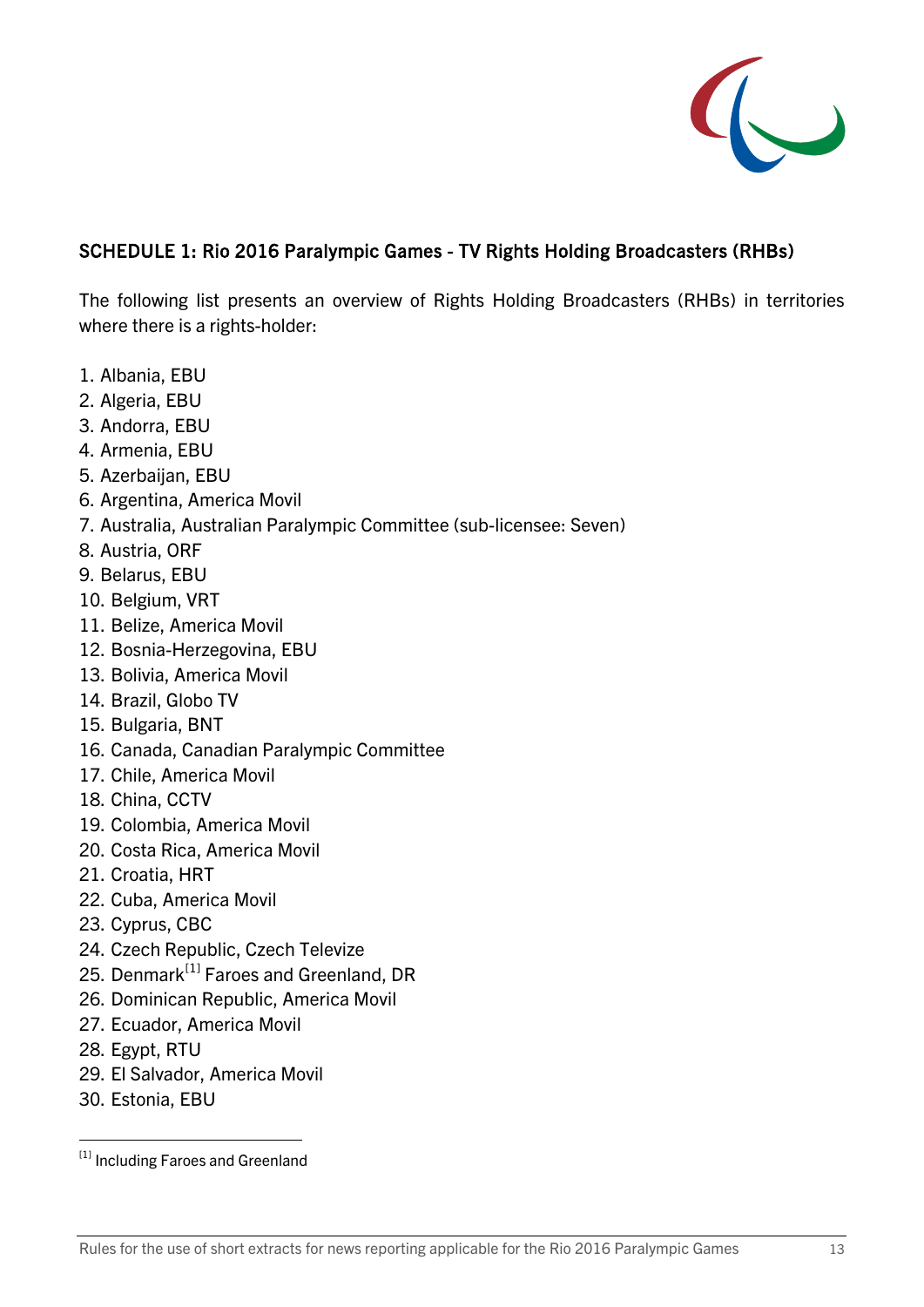### SCHEDULE 1: Rio 2016 Paralympic Games - TV Rights Holding Broadcasters (RHBs)

The following list presents an overview of Rights Holding Broadcasters (RHBs) in territories where there is a rights-holder:

1. Albania, EBU
2. Algeria, EBU
3. Andorra, EBU
4. Armenia, EBU
5. Azerbaijan, EBU
6. Argentina, America Movil
7. Australia, Australian Paralympic Committee (sub-licensee: Seven)
8. Austria, ORF
9. Belarus, EBU
10. Belgium, VRT
11. Belize, America Movil
12. Bosnia-Herzegovina, EBU
13. Bolivia, America Movil
14. Brazil, Globo TV
15. Bulgaria, BNT
16. Canada, Canadian Paralympic Committee
17. Chile, America Movil
18. China, CCTV
19. Colombia, America Movil
20. Costa Rica, America Movil
21. Croatia, HRT
22. Cuba, America Movil
23. Cyprus, CBC
24. Czech Republic, Czech Televize
25. Denmark[1] Faroes and Greenland, DR
26. Dominican Republic, America Movil
27. Ecuador, America Movil
28. Egypt, RTU
29. El Salvador, America Movil
30. Estonia, EBU

[1] Including Faroes and Greenland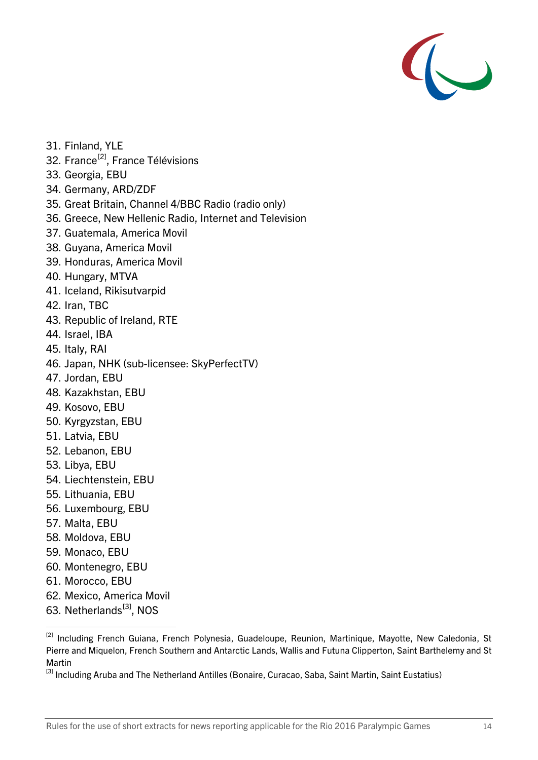31. Finland, YLE
32. France[2], France Télévisions
33. Georgia, EBU
34. Germany, ARD/ZDF
35. Great Britain, Channel 4/BBC Radio (radio only)
36. Greece, New Hellenic Radio, Internet and Television
37. Guatemala, America Movil
38. Guyana, America Movil
39. Honduras, America Movil
40. Hungary, MTVA
41. Iceland, Rikisutvarpid
42. Iran, TBC
43. Republic of Ireland, RTE
44. Israel, IBA
45. Italy, RAI
46. Japan, NHK (sub-licensee: SkyPerfectTV)
47. Jordan, EBU
48. Kazakhstan, EBU
49. Kosovo, EBU
50. Kyrgyzstan, EBU
51. Latvia, EBU
52. Lebanon, EBU
53. Libya, EBU
54. Liechtenstein, EBU
55. Lithuania, EBU
56. Luxembourg, EBU
57. Malta, EBU
58. Moldova, EBU
59. Monaco, EBU
60. Montenegro, EBU
61. Morocco, EBU
62. Mexico, America Movil
63. Netherlands[3], NOS

---

[2] Including French Guiana, French Polynesia, Guadeloupe, Reunion, Martinique, Mayotte, New Caledonia, St Pierre and Miquelon, French Southern and Antarctic Lands, Wallis and Futuna Clipperton, Saint Barthelemy and St Martin

[3] Including Aruba and The Netherland Antilles (Bonaire, Curacao, Saba, Saint Martin, Saint Eustatius)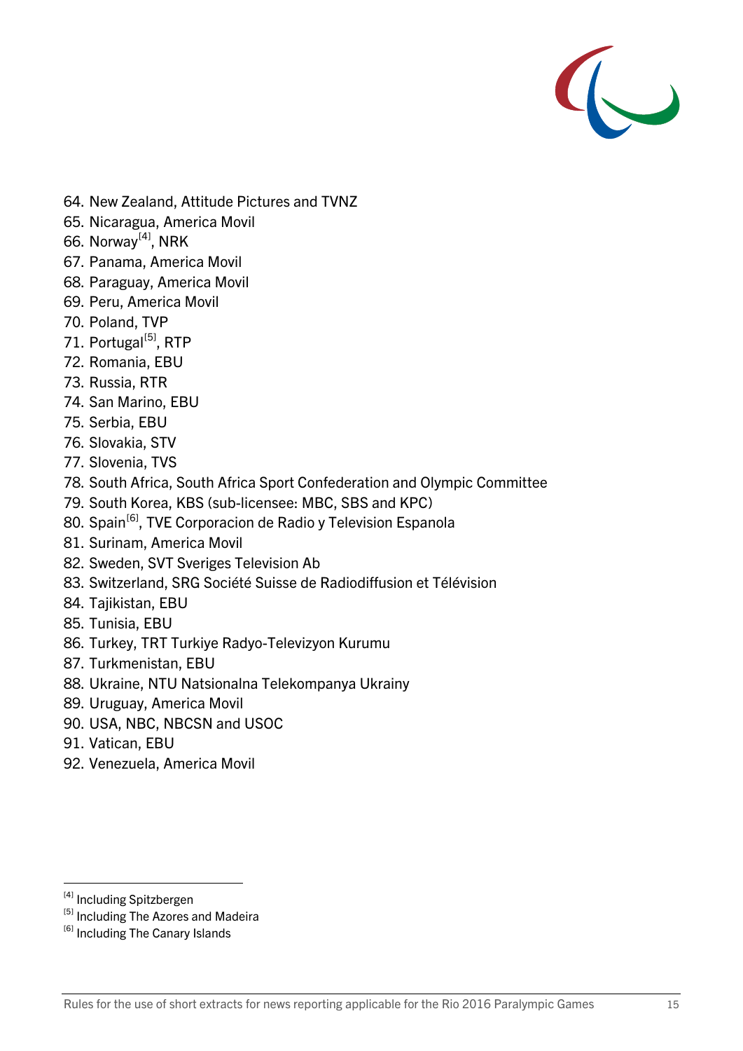64. New Zealand, Attitude Pictures and TVNZ
65. Nicaragua, America Movil
66. Norway[4], NRK
67. Panama, America Movil
68. Paraguay, America Movil
69. Peru, America Movil
70. Poland, TVP
71. Portugal[5], RTP
72. Romania, EBU
73. Russia, RTR
74. San Marino, EBU
75. Serbia, EBU
76. Slovakia, STV
77. Slovenia, TVS
78. South Africa, South Africa Sport Confederation and Olympic Committee
79. South Korea, KBS (sub-licensee: MBC, SBS and KPC)
80. Spain[6], TVE Corporacion de Radio y Television Espanola
81. Surinam, America Movil
82. Sweden, SVT Sveriges Television Ab
83. Switzerland, SRG Société Suisse de Radiodiffusion et Télévision
84. Tajikistan, EBU
85. Tunisia, EBU
86. Turkey, TRT Turkiye Radyo-Televizyon Kurumu
87. Turkmenistan, EBU
88. Ukraine, NTU Natsionalna Telekompanya Ukrainy
89. Uruguay, America Movil
90. USA, NBC, NBCSN and USOC
91. Vatican, EBU
92. Venezuela, America Movil

---

[4] Including Spitzbergen
[5] Including The Azores and Madeira
[6] Including The Canary Islands